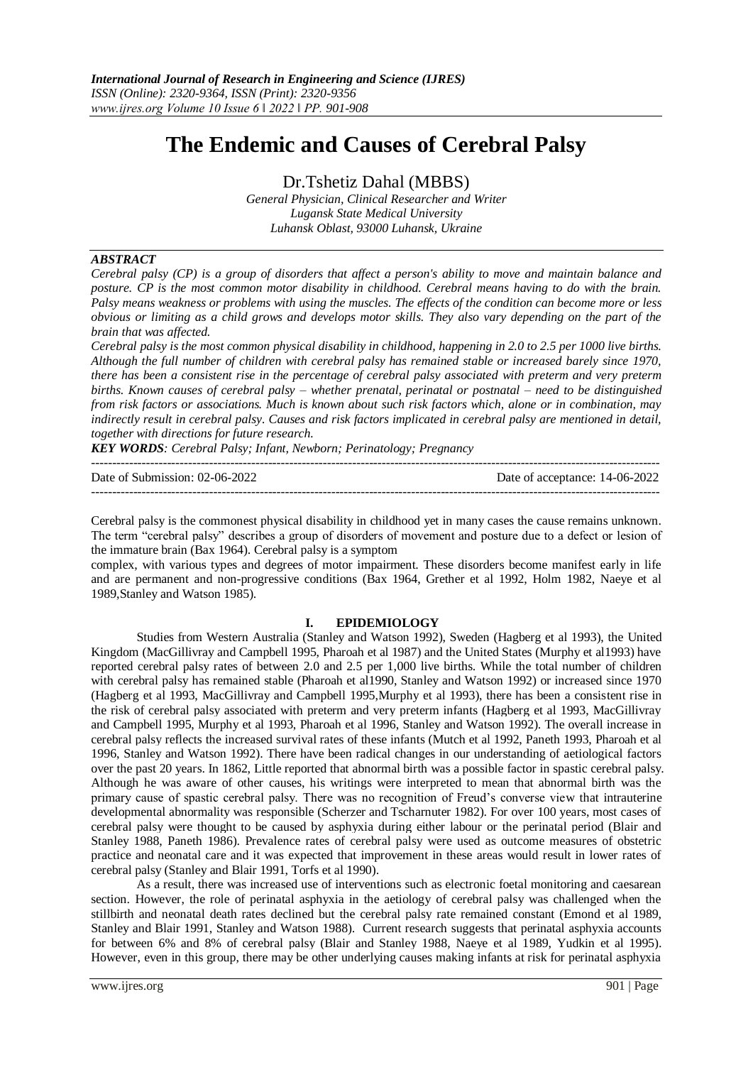# The Endemic and Causes of Cerebral Palsy

Dr.Tshetiz Dahal (MBBS)

*General Physician, Clinical Researcher and Writer*
*Lugansk State Medical University*
*Luhansk Oblast, 93000 Luhansk, Ukraine*

## *ABSTRACT*

*Cerebral palsy (CP) is a group of disorders that affect a person's ability to move and maintain balance and posture. CP is the most common motor disability in childhood. Cerebral means having to do with the brain. Palsy means weakness or problems with using the muscles. The effects of the condition can become more or less obvious or limiting as a child grows and develops motor skills. They also vary depending on the part of the brain that was affected.*

*Cerebral palsy is the most common physical disability in childhood, happening in 2.0 to 2.5 per 1000 live births. Although the full number of children with cerebral palsy has remained stable or increased barely since 1970, there has been a consistent rise in the percentage of cerebral palsy associated with preterm and very preterm births. Known causes of cerebral palsy – whether prenatal, perinatal or postnatal – need to be distinguished from risk factors or associations. Much is known about such risk factors which, alone or in combination, may indirectly result in cerebral palsy. Causes and risk factors implicated in cerebral palsy are mentioned in detail, together with directions for future research.*

***KEY WORDS****: Cerebral Palsy; Infant, Newborn; Perinatology; Pregnancy*

---

Date of Submission: 02-06-2022 Date of acceptance: 14-06-2022

---

Cerebral palsy is the commonest physical disability in childhood yet in many cases the cause remains unknown. The term "cerebral palsy" describes a group of disorders of movement and posture due to a defect or lesion of the immature brain (Bax 1964). Cerebral palsy is a symptom complex, with various types and degrees of motor impairment. These disorders become manifest early in life and are permanent and non-progressive conditions (Bax 1964, Grether et al 1992, Holm 1982, Naeye et al 1989,Stanley and Watson 1985).

## I. EPIDEMIOLOGY

Studies from Western Australia (Stanley and Watson 1992), Sweden (Hagberg et al 1993), the United Kingdom (MacGillivray and Campbell 1995, Pharoah et al 1987) and the United States (Murphy et al1993) have reported cerebral palsy rates of between 2.0 and 2.5 per 1,000 live births. While the total number of children with cerebral palsy has remained stable (Pharoah et al1990, Stanley and Watson 1992) or increased since 1970 (Hagberg et al 1993, MacGillivray and Campbell 1995,Murphy et al 1993), there has been a consistent rise in the risk of cerebral palsy associated with preterm and very preterm infants (Hagberg et al 1993, MacGillivray and Campbell 1995, Murphy et al 1993, Pharoah et al 1996, Stanley and Watson 1992). The overall increase in cerebral palsy reflects the increased survival rates of these infants (Mutch et al 1992, Paneth 1993, Pharoah et al 1996, Stanley and Watson 1992). There have been radical changes in our understanding of aetiological factors over the past 20 years. In 1862, Little reported that abnormal birth was a possible factor in spastic cerebral palsy. Although he was aware of other causes, his writings were interpreted to mean that abnormal birth was the primary cause of spastic cerebral palsy. There was no recognition of Freud's converse view that intrauterine developmental abnormality was responsible (Scherzer and Tscharnuter 1982). For over 100 years, most cases of cerebral palsy were thought to be caused by asphyxia during either labour or the perinatal period (Blair and Stanley 1988, Paneth 1986). Prevalence rates of cerebral palsy were used as outcome measures of obstetric practice and neonatal care and it was expected that improvement in these areas would result in lower rates of cerebral palsy (Stanley and Blair 1991, Torfs et al 1990).

As a result, there was increased use of interventions such as electronic foetal monitoring and caesarean section. However, the role of perinatal asphyxia in the aetiology of cerebral palsy was challenged when the stillbirth and neonatal death rates declined but the cerebral palsy rate remained constant (Emond et al 1989, Stanley and Blair 1991, Stanley and Watson 1988). Current research suggests that perinatal asphyxia accounts for between 6% and 8% of cerebral palsy (Blair and Stanley 1988, Naeye et al 1989, Yudkin et al 1995). However, even in this group, there may be other underlying causes making infants at risk for perinatal asphyxia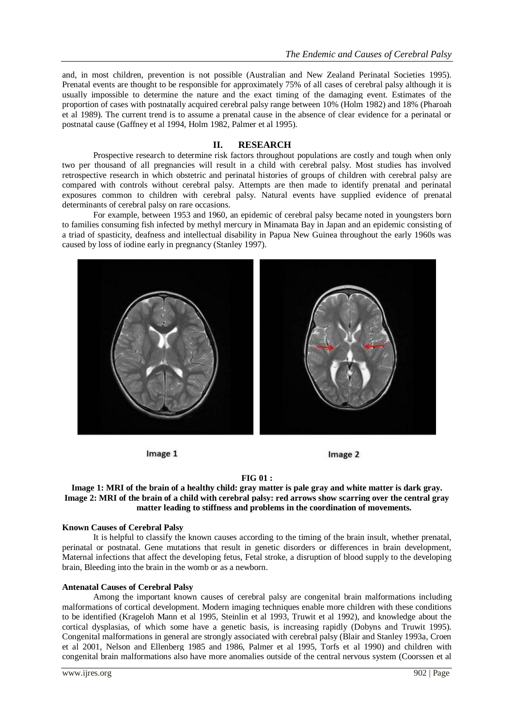and, in most children, prevention is not possible (Australian and New Zealand Perinatal Societies 1995). Prenatal events are thought to be responsible for approximately 75% of all cases of cerebral palsy although it is usually impossible to determine the nature and the exact timing of the damaging event. Estimates of the proportion of cases with postnatally acquired cerebral palsy range between 10% (Holm 1982) and 18% (Pharoah et al 1989). The current trend is to assume a prenatal cause in the absence of clear evidence for a perinatal or postnatal cause (Gaffney et al 1994, Holm 1982, Palmer et al 1995).

## II. RESEARCH

Prospective research to determine risk factors throughout populations are costly and tough when only two per thousand of all pregnancies will result in a child with cerebral palsy. Most studies has involved retrospective research in which obstetric and perinatal histories of groups of children with cerebral palsy are compared with controls without cerebral palsy. Attempts are then made to identify prenatal and perinatal exposures common to children with cerebral palsy. Natural events have supplied evidence of prenatal determinants of cerebral palsy on rare occasions.

For example, between 1953 and 1960, an epidemic of cerebral palsy became noted in youngsters born to families consuming fish infected by methyl mercury in Minamata Bay in Japan and an epidemic consisting of a triad of spasticity, deafness and intellectual disability in Papua New Guinea throughout the early 1960s was caused by loss of iodine early in pregnancy (Stanley 1997).

Image 1 Image 2

**FIG 01 :**

**Image 1: MRI of the brain of a healthy child: gray matter is pale gray and white matter is dark gray. Image 2: MRI of the brain of a child with cerebral palsy: red arrows show scarring over the central gray matter leading to stiffness and problems in the coordination of movements.**

### Known Causes of Cerebral Palsy

It is helpful to classify the known causes according to the timing of the brain insult, whether prenatal, perinatal or postnatal. Gene mutations that result in genetic disorders or differences in brain development, Maternal infections that affect the developing fetus, Fetal stroke, a disruption of blood supply to the developing brain, Bleeding into the brain in the womb or as a newborn.

### Antenatal Causes of Cerebral Palsy

Among the important known causes of cerebral palsy are congenital brain malformations including malformations of cortical development. Modern imaging techniques enable more children with these conditions to be identified (Krageloh Mann et al 1995, Steinlin et al 1993, Truwit et al 1992), and knowledge about the cortical dysplasias, of which some have a genetic basis, is increasing rapidly (Dobyns and Truwit 1995). Congenital malformations in general are strongly associated with cerebral palsy (Blair and Stanley 1993a, Croen et al 2001, Nelson and Ellenberg 1985 and 1986, Palmer et al 1995, Torfs et al 1990) and children with congenital brain malformations also have more anomalies outside of the central nervous system (Coorssen et al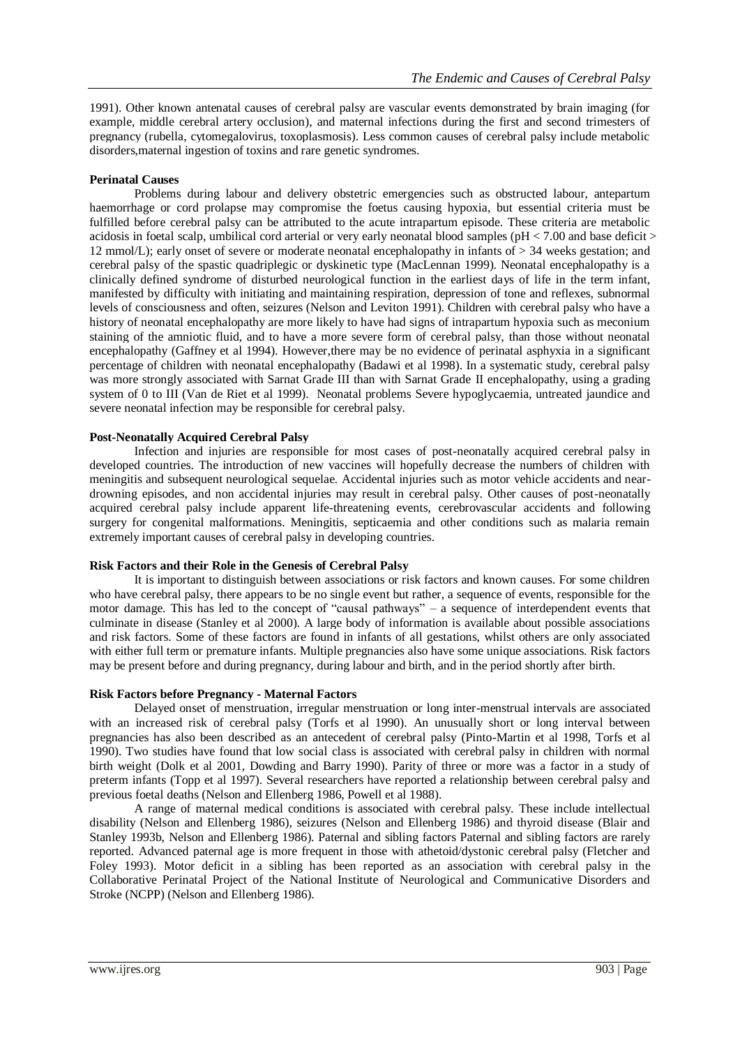1991). Other known antenatal causes of cerebral palsy are vascular events demonstrated by brain imaging (for example, middle cerebral artery occlusion), and maternal infections during the first and second trimesters of pregnancy (rubella, cytomegalovirus, toxoplasmosis). Less common causes of cerebral palsy include metabolic disorders,maternal ingestion of toxins and rare genetic syndromes.

**Perinatal Causes**

Problems during labour and delivery obstetric emergencies such as obstructed labour, antepartum haemorrhage or cord prolapse may compromise the foetus causing hypoxia, but essential criteria must be fulfilled before cerebral palsy can be attributed to the acute intrapartum episode. These criteria are metabolic acidosis in foetal scalp, umbilical cord arterial or very early neonatal blood samples (pH < 7.00 and base deficit > 12 mmol/L); early onset of severe or moderate neonatal encephalopathy in infants of > 34 weeks gestation; and cerebral palsy of the spastic quadriplegic or dyskinetic type (MacLennan 1999). Neonatal encephalopathy is a clinically defined syndrome of disturbed neurological function in the earliest days of life in the term infant, manifested by difficulty with initiating and maintaining respiration, depression of tone and reflexes, subnormal levels of consciousness and often, seizures (Nelson and Leviton 1991). Children with cerebral palsy who have a history of neonatal encephalopathy are more likely to have had signs of intrapartum hypoxia such as meconium staining of the amniotic fluid, and to have a more severe form of cerebral palsy, than those without neonatal encephalopathy (Gaffney et al 1994). However,there may be no evidence of perinatal asphyxia in a significant percentage of children with neonatal encephalopathy (Badawi et al 1998). In a systematic study, cerebral palsy was more strongly associated with Sarnat Grade III than with Sarnat Grade II encephalopathy, using a grading system of 0 to III (Van de Riet et al 1999). Neonatal problems Severe hypoglycaemia, untreated jaundice and severe neonatal infection may be responsible for cerebral palsy.

**Post-Neonatally Acquired Cerebral Palsy**

Infection and injuries are responsible for most cases of post-neonatally acquired cerebral palsy in developed countries. The introduction of new vaccines will hopefully decrease the numbers of children with meningitis and subsequent neurological sequelae. Accidental injuries such as motor vehicle accidents and near-drowning episodes, and non accidental injuries may result in cerebral palsy. Other causes of post-neonatally acquired cerebral palsy include apparent life-threatening events, cerebrovascular accidents and following surgery for congenital malformations. Meningitis, septicaemia and other conditions such as malaria remain extremely important causes of cerebral palsy in developing countries.

**Risk Factors and their Role in the Genesis of Cerebral Palsy**

It is important to distinguish between associations or risk factors and known causes. For some children who have cerebral palsy, there appears to be no single event but rather, a sequence of events, responsible for the motor damage. This has led to the concept of "causal pathways" – a sequence of interdependent events that culminate in disease (Stanley et al 2000). A large body of information is available about possible associations and risk factors. Some of these factors are found in infants of all gestations, whilst others are only associated with either full term or premature infants. Multiple pregnancies also have some unique associations. Risk factors may be present before and during pregnancy, during labour and birth, and in the period shortly after birth.

**Risk Factors before Pregnancy - Maternal Factors**

Delayed onset of menstruation, irregular menstruation or long inter-menstrual intervals are associated with an increased risk of cerebral palsy (Torfs et al 1990). An unusually short or long interval between pregnancies has also been described as an antecedent of cerebral palsy (Pinto-Martin et al 1998, Torfs et al 1990). Two studies have found that low social class is associated with cerebral palsy in children with normal birth weight (Dolk et al 2001, Dowding and Barry 1990). Parity of three or more was a factor in a study of preterm infants (Topp et al 1997). Several researchers have reported a relationship between cerebral palsy and previous foetal deaths (Nelson and Ellenberg 1986, Powell et al 1988).

A range of maternal medical conditions is associated with cerebral palsy. These include intellectual disability (Nelson and Ellenberg 1986), seizures (Nelson and Ellenberg 1986) and thyroid disease (Blair and Stanley 1993b, Nelson and Ellenberg 1986). Paternal and sibling factors Paternal and sibling factors are rarely reported. Advanced paternal age is more frequent in those with athetoid/dystonic cerebral palsy (Fletcher and Foley 1993). Motor deficit in a sibling has been reported as an association with cerebral palsy in the Collaborative Perinatal Project of the National Institute of Neurological and Communicative Disorders and Stroke (NCPP) (Nelson and Ellenberg 1986).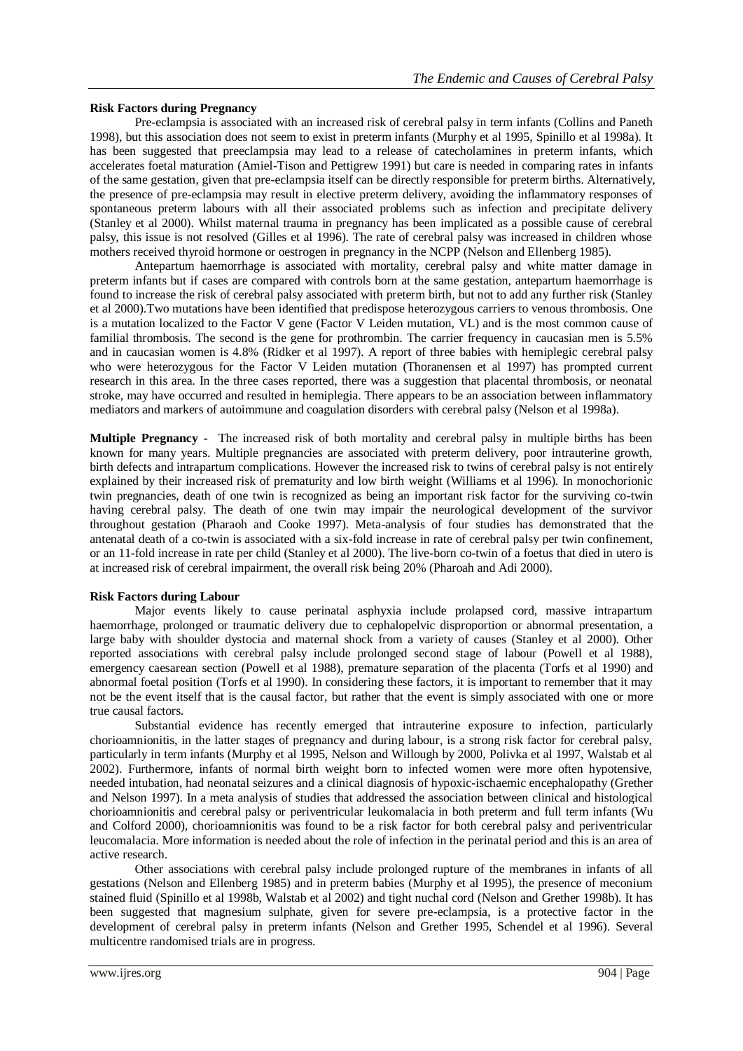**Risk Factors during Pregnancy**

Pre-eclampsia is associated with an increased risk of cerebral palsy in term infants (Collins and Paneth 1998), but this association does not seem to exist in preterm infants (Murphy et al 1995, Spinillo et al 1998a). It has been suggested that preeclampsia may lead to a release of catecholamines in preterm infants, which accelerates foetal maturation (Amiel-Tison and Pettigrew 1991) but care is needed in comparing rates in infants of the same gestation, given that pre-eclampsia itself can be directly responsible for preterm births. Alternatively, the presence of pre-eclampsia may result in elective preterm delivery, avoiding the inflammatory responses of spontaneous preterm labours with all their associated problems such as infection and precipitate delivery (Stanley et al 2000). Whilst maternal trauma in pregnancy has been implicated as a possible cause of cerebral palsy, this issue is not resolved (Gilles et al 1996). The rate of cerebral palsy was increased in children whose mothers received thyroid hormone or oestrogen in pregnancy in the NCPP (Nelson and Ellenberg 1985).

Antepartum haemorrhage is associated with mortality, cerebral palsy and white matter damage in preterm infants but if cases are compared with controls born at the same gestation, antepartum haemorrhage is found to increase the risk of cerebral palsy associated with preterm birth, but not to add any further risk (Stanley et al 2000).Two mutations have been identified that predispose heterozygous carriers to venous thrombosis. One is a mutation localized to the Factor V gene (Factor V Leiden mutation, VL) and is the most common cause of familial thrombosis. The second is the gene for prothrombin. The carrier frequency in caucasian men is 5.5% and in caucasian women is 4.8% (Ridker et al 1997). A report of three babies with hemiplegic cerebral palsy who were heterozygous for the Factor V Leiden mutation (Thoranensen et al 1997) has prompted current research in this area. In the three cases reported, there was a suggestion that placental thrombosis, or neonatal stroke, may have occurred and resulted in hemiplegia. There appears to be an association between inflammatory mediators and markers of autoimmune and coagulation disorders with cerebral palsy (Nelson et al 1998a).

**Multiple Pregnancy -** The increased risk of both mortality and cerebral palsy in multiple births has been known for many years. Multiple pregnancies are associated with preterm delivery, poor intrauterine growth, birth defects and intrapartum complications. However the increased risk to twins of cerebral palsy is not entirely explained by their increased risk of prematurity and low birth weight (Williams et al 1996). In monochorionic twin pregnancies, death of one twin is recognized as being an important risk factor for the surviving co-twin having cerebral palsy. The death of one twin may impair the neurological development of the survivor throughout gestation (Pharaoh and Cooke 1997). Meta-analysis of four studies has demonstrated that the antenatal death of a co-twin is associated with a six-fold increase in rate of cerebral palsy per twin confinement, or an 11-fold increase in rate per child (Stanley et al 2000). The live-born co-twin of a foetus that died in utero is at increased risk of cerebral impairment, the overall risk being 20% (Pharoah and Adi 2000).

**Risk Factors during Labour**

Major events likely to cause perinatal asphyxia include prolapsed cord, massive intrapartum haemorrhage, prolonged or traumatic delivery due to cephalopelvic disproportion or abnormal presentation, a large baby with shoulder dystocia and maternal shock from a variety of causes (Stanley et al 2000). Other reported associations with cerebral palsy include prolonged second stage of labour (Powell et al 1988), emergency caesarean section (Powell et al 1988), premature separation of the placenta (Torfs et al 1990) and abnormal foetal position (Torfs et al 1990). In considering these factors, it is important to remember that it may not be the event itself that is the causal factor, but rather that the event is simply associated with one or more true causal factors.

Substantial evidence has recently emerged that intrauterine exposure to infection, particularly chorioamnionitis, in the latter stages of pregnancy and during labour, is a strong risk factor for cerebral palsy, particularly in term infants (Murphy et al 1995, Nelson and Willough by 2000, Polivka et al 1997, Walstab et al 2002). Furthermore, infants of normal birth weight born to infected women were more often hypotensive, needed intubation, had neonatal seizures and a clinical diagnosis of hypoxic-ischaemic encephalopathy (Grether and Nelson 1997). In a meta analysis of studies that addressed the association between clinical and histological chorioamnionitis and cerebral palsy or periventricular leukomalacia in both preterm and full term infants (Wu and Colford 2000), chorioamnionitis was found to be a risk factor for both cerebral palsy and periventricular leucomalacia. More information is needed about the role of infection in the perinatal period and this is an area of active research.

Other associations with cerebral palsy include prolonged rupture of the membranes in infants of all gestations (Nelson and Ellenberg 1985) and in preterm babies (Murphy et al 1995), the presence of meconium stained fluid (Spinillo et al 1998b, Walstab et al 2002) and tight nuchal cord (Nelson and Grether 1998b). It has been suggested that magnesium sulphate, given for severe pre-eclampsia, is a protective factor in the development of cerebral palsy in preterm infants (Nelson and Grether 1995, Schendel et al 1996). Several multicentre randomised trials are in progress.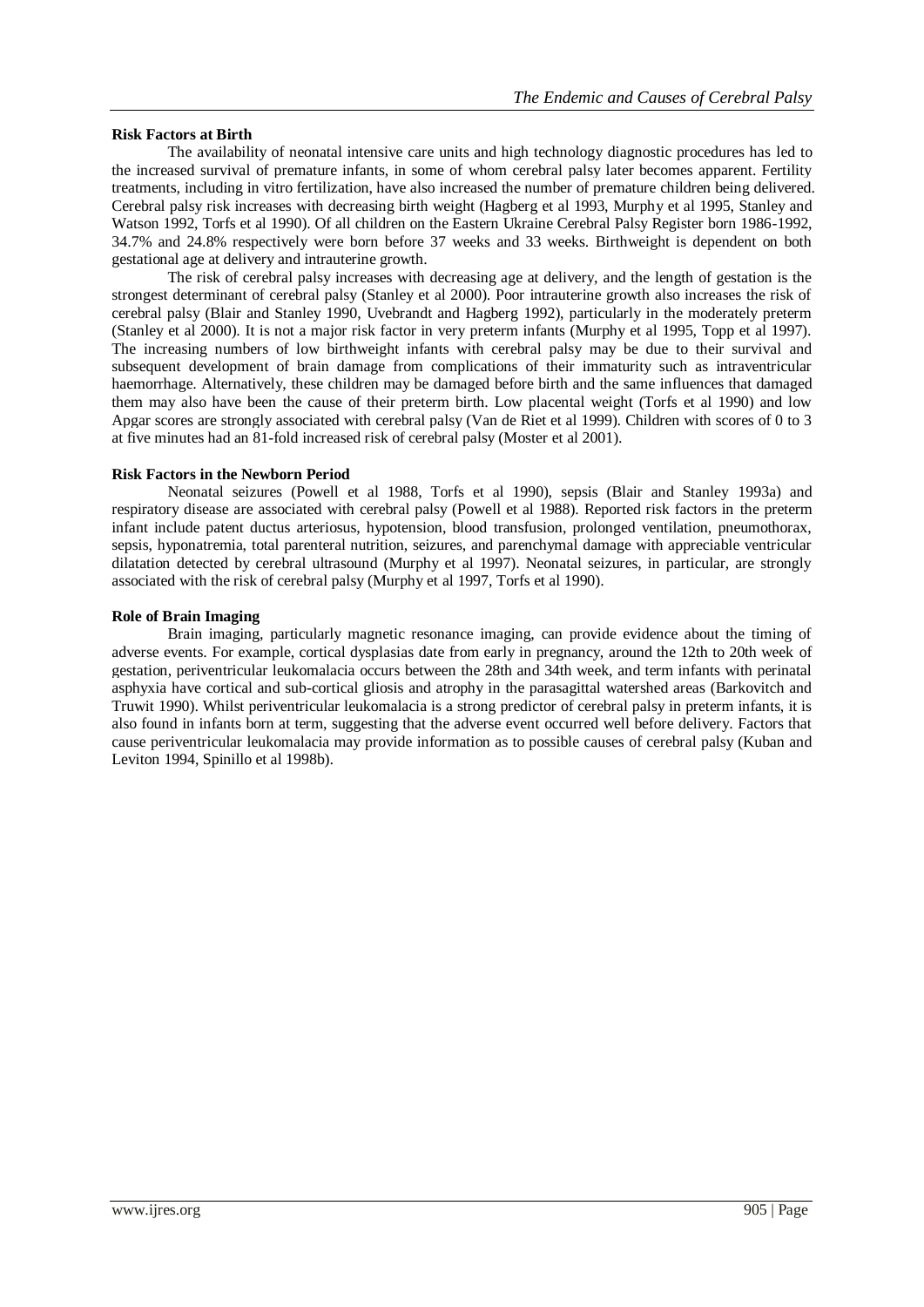**Risk Factors at Birth**

The availability of neonatal intensive care units and high technology diagnostic procedures has led to the increased survival of premature infants, in some of whom cerebral palsy later becomes apparent. Fertility treatments, including in vitro fertilization, have also increased the number of premature children being delivered. Cerebral palsy risk increases with decreasing birth weight (Hagberg et al 1993, Murphy et al 1995, Stanley and Watson 1992, Torfs et al 1990). Of all children on the Eastern Ukraine Cerebral Palsy Register born 1986-1992, 34.7% and 24.8% respectively were born before 37 weeks and 33 weeks. Birthweight is dependent on both gestational age at delivery and intrauterine growth.

The risk of cerebral palsy increases with decreasing age at delivery, and the length of gestation is the strongest determinant of cerebral palsy (Stanley et al 2000). Poor intrauterine growth also increases the risk of cerebral palsy (Blair and Stanley 1990, Uvebrandt and Hagberg 1992), particularly in the moderately preterm (Stanley et al 2000). It is not a major risk factor in very preterm infants (Murphy et al 1995, Topp et al 1997). The increasing numbers of low birthweight infants with cerebral palsy may be due to their survival and subsequent development of brain damage from complications of their immaturity such as intraventricular haemorrhage. Alternatively, these children may be damaged before birth and the same influences that damaged them may also have been the cause of their preterm birth. Low placental weight (Torfs et al 1990) and low Apgar scores are strongly associated with cerebral palsy (Van de Riet et al 1999). Children with scores of 0 to 3 at five minutes had an 81-fold increased risk of cerebral palsy (Moster et al 2001).

**Risk Factors in the Newborn Period**

Neonatal seizures (Powell et al 1988, Torfs et al 1990), sepsis (Blair and Stanley 1993a) and respiratory disease are associated with cerebral palsy (Powell et al 1988). Reported risk factors in the preterm infant include patent ductus arteriosus, hypotension, blood transfusion, prolonged ventilation, pneumothorax, sepsis, hyponatremia, total parenteral nutrition, seizures, and parenchymal damage with appreciable ventricular dilatation detected by cerebral ultrasound (Murphy et al 1997). Neonatal seizures, in particular, are strongly associated with the risk of cerebral palsy (Murphy et al 1997, Torfs et al 1990).

**Role of Brain Imaging**

Brain imaging, particularly magnetic resonance imaging, can provide evidence about the timing of adverse events. For example, cortical dysplasias date from early in pregnancy, around the 12th to 20th week of gestation, periventricular leukomalacia occurs between the 28th and 34th week, and term infants with perinatal asphyxia have cortical and sub-cortical gliosis and atrophy in the parasagittal watershed areas (Barkovitch and Truwit 1990). Whilst periventricular leukomalacia is a strong predictor of cerebral palsy in preterm infants, it is also found in infants born at term, suggesting that the adverse event occurred well before delivery. Factors that cause periventricular leukomalacia may provide information as to possible causes of cerebral palsy (Kuban and Leviton 1994, Spinillo et al 1998b).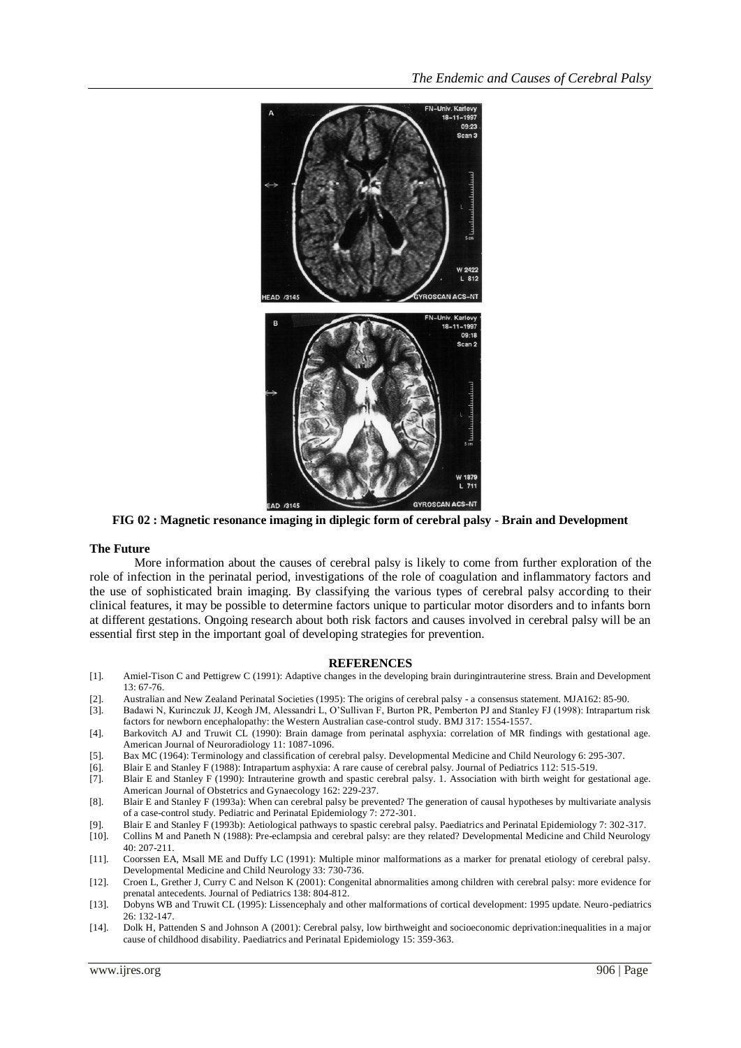**FIG 02 : Magnetic resonance imaging in diplegic form of cerebral palsy - Brain and Development**

### The Future

More information about the causes of cerebral palsy is likely to come from further exploration of the role of infection in the perinatal period, investigations of the role of coagulation and inflammatory factors and the use of sophisticated brain imaging. By classifying the various types of cerebral palsy according to their clinical features, it may be possible to determine factors unique to particular motor disorders and to infants born at different gestations. Ongoing research about both risk factors and causes involved in cerebral palsy will be an essential first step in the important goal of developing strategies for prevention.

## REFERENCES

[1]. Amiel-Tison C and Pettigrew C (1991): Adaptive changes in the developing brain duringintrauterine stress. Brain and Development 13: 67-76.

[2]. Australian and New Zealand Perinatal Societies (1995): The origins of cerebral palsy - a consensus statement. MJA162: 85-90.

[3]. Badawi N, Kurinczuk JJ, Keogh JM, Alessandri L, O'Sullivan F, Burton PR, Pemberton PJ and Stanley FJ (1998): Intrapartum risk factors for newborn encephalopathy: the Western Australian case-control study. BMJ 317: 1554-1557.

[4]. Barkovitch AJ and Truwit CL (1990): Brain damage from perinatal asphyxia: correlation of MR findings with gestational age. American Journal of Neuroradiology 11: 1087-1096.

[5]. Bax MC (1964): Terminology and classification of cerebral palsy. Developmental Medicine and Child Neurology 6: 295-307.

[6]. Blair E and Stanley F (1988): Intrapartum asphyxia: A rare cause of cerebral palsy. Journal of Pediatrics 112: 515-519.

[7]. Blair E and Stanley F (1990): Intrauterine growth and spastic cerebral palsy. 1. Association with birth weight for gestational age. American Journal of Obstetrics and Gynaecology 162: 229-237.

[8]. Blair E and Stanley F (1993a): When can cerebral palsy be prevented? The generation of causal hypotheses by multivariate analysis of a case-control study. Pediatric and Perinatal Epidemiology 7: 272-301.

[9]. Blair E and Stanley F (1993b): Aetiological pathways to spastic cerebral palsy. Paediatrics and Perinatal Epidemiology 7: 302-317.

[10]. Collins M and Paneth N (1988): Pre-eclampsia and cerebral palsy: are they related? Developmental Medicine and Child Neurology 40: 207-211.

[11]. Coorssen EA, Msall ME and Duffy LC (1991): Multiple minor malformations as a marker for prenatal etiology of cerebral palsy. Developmental Medicine and Child Neurology 33: 730-736.

[12]. Croen L, Grether J, Curry C and Nelson K (2001): Congenital abnormalities among children with cerebral palsy: more evidence for prenatal antecedents. Journal of Pediatrics 138: 804-812.

[13]. Dobyns WB and Truwit CL (1995): Lissencephaly and other malformations of cortical development: 1995 update. Neuro-pediatrics 26: 132-147.

[14]. Dolk H, Pattenden S and Johnson A (2001): Cerebral palsy, low birthweight and socioeconomic deprivation:inequalities in a major cause of childhood disability. Paediatrics and Perinatal Epidemiology 15: 359-363.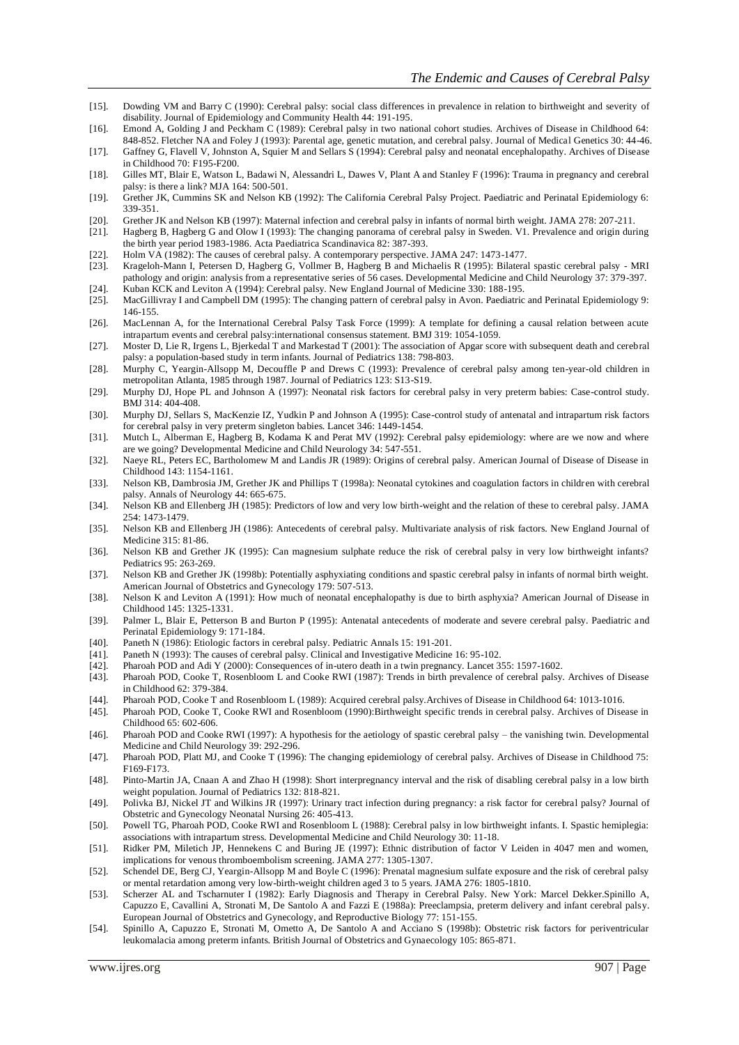[15]. Dowding VM and Barry C (1990): Cerebral palsy: social class differences in prevalence in relation to birthweight and severity of disability. Journal of Epidemiology and Community Health 44: 191-195.

[16]. Emond A, Golding J and Peckham C (1989): Cerebral palsy in two national cohort studies. Archives of Disease in Childhood 64: 848-852. Fletcher NA and Foley J (1993): Parental age, genetic mutation, and cerebral palsy. Journal of Medical Genetics 30: 44-46.

[17]. Gaffney G, Flavell V, Johnston A, Squier M and Sellars S (1994): Cerebral palsy and neonatal encephalopathy. Archives of Disease in Childhood 70: F195-F200.

[18]. Gilles MT, Blair E, Watson L, Badawi N, Alessandri L, Dawes V, Plant A and Stanley F (1996): Trauma in pregnancy and cerebral palsy: is there a link? MJA 164: 500-501.

[19]. Grether JK, Cummins SK and Nelson KB (1992): The California Cerebral Palsy Project. Paediatric and Perinatal Epidemiology 6: 339-351.

[20]. Grether JK and Nelson KB (1997): Maternal infection and cerebral palsy in infants of normal birth weight. JAMA 278: 207-211.

[21]. Hagberg B, Hagberg G and Olow I (1993): The changing panorama of cerebral palsy in Sweden. V1. Prevalence and origin during the birth year period 1983-1986. Acta Paediatrica Scandinavica 82: 387-393.

[22]. Holm VA (1982): The causes of cerebral palsy. A contemporary perspective. JAMA 247: 1473-1477.

[23]. Krageloh-Mann I, Petersen D, Hagberg G, Vollmer B, Hagberg B and Michaelis R (1995): Bilateral spastic cerebral palsy - MRI pathology and origin: analysis from a representative series of 56 cases. Developmental Medicine and Child Neurology 37: 379-397.

[24]. Kuban KCK and Leviton A (1994): Cerebral palsy. New England Journal of Medicine 330: 188-195.

[25]. MacGillivray I and Campbell DM (1995): The changing pattern of cerebral palsy in Avon. Paediatric and Perinatal Epidemiology 9: 146-155.

[26]. MacLennan A, for the International Cerebral Palsy Task Force (1999): A template for defining a causal relation between acute intrapartum events and cerebral palsy:international consensus statement. BMJ 319: 1054-1059.

[27]. Moster D, Lie R, Irgens L, Bjerkedal T and Markestad T (2001): The association of Apgar score with subsequent death and cerebral palsy: a population-based study in term infants. Journal of Pediatrics 138: 798-803.

[28]. Murphy C, Yeargin-Allsopp M, Decouffle P and Drews C (1993): Prevalence of cerebral palsy among ten-year-old children in metropolitan Atlanta, 1985 through 1987. Journal of Pediatrics 123: S13-S19.

[29]. Murphy DJ, Hope PL and Johnson A (1997): Neonatal risk factors for cerebral palsy in very preterm babies: Case-control study. BMJ 314: 404-408.

[30]. Murphy DJ, Sellars S, MacKenzie IZ, Yudkin P and Johnson A (1995): Case-control study of antenatal and intrapartum risk factors for cerebral palsy in very preterm singleton babies. Lancet 346: 1449-1454.

[31]. Mutch L, Alberman E, Hagberg B, Kodama K and Perat MV (1992): Cerebral palsy epidemiology: where are we now and where are we going? Developmental Medicine and Child Neurology 34: 547-551.

[32]. Naeye RL, Peters EC, Bartholomew M and Landis JR (1989): Origins of cerebral palsy. American Journal of Disease of Disease in Childhood 143: 1154-1161.

[33]. Nelson KB, Dambrosia JM, Grether JK and Phillips T (1998a): Neonatal cytokines and coagulation factors in children with cerebral palsy. Annals of Neurology 44: 665-675.

[34]. Nelson KB and Ellenberg JH (1985): Predictors of low and very low birth-weight and the relation of these to cerebral palsy. JAMA 254: 1473-1479.

[35]. Nelson KB and Ellenberg JH (1986): Antecedents of cerebral palsy. Multivariate analysis of risk factors. New England Journal of Medicine 315: 81-86.

[36]. Nelson KB and Grether JK (1995): Can magnesium sulphate reduce the risk of cerebral palsy in very low birthweight infants? Pediatrics 95: 263-269.

[37]. Nelson KB and Grether JK (1998b): Potentially asphyxiating conditions and spastic cerebral palsy in infants of normal birth weight. American Journal of Obstetrics and Gynecology 179: 507-513.

[38]. Nelson K and Leviton A (1991): How much of neonatal encephalopathy is due to birth asphyxia? American Journal of Disease in Childhood 145: 1325-1331.

[39]. Palmer L, Blair E, Petterson B and Burton P (1995): Antenatal antecedents of moderate and severe cerebral palsy. Paediatric and Perinatal Epidemiology 9: 171-184.

[40]. Paneth N (1986): Etiologic factors in cerebral palsy. Pediatric Annals 15: 191-201.

[41]. Paneth N (1993): The causes of cerebral palsy. Clinical and Investigative Medicine 16: 95-102.

[42]. Pharoah POD and Adi Y (2000): Consequences of in-utero death in a twin pregnancy. Lancet 355: 1597-1602.

[43]. Pharoah POD, Cooke T, Rosenbloom L and Cooke RWI (1987): Trends in birth prevalence of cerebral palsy. Archives of Disease in Childhood 62: 379-384.

[44]. Pharoah POD, Cooke T and Rosenbloom L (1989): Acquired cerebral palsy.Archives of Disease in Childhood 64: 1013-1016.

[45]. Pharoah POD, Cooke T, Cooke RWI and Rosenbloom (1990):Birthweight specific trends in cerebral palsy. Archives of Disease in Childhood 65: 602-606.

[46]. Pharoah POD and Cooke RWI (1997): A hypothesis for the aetiology of spastic cerebral palsy – the vanishing twin. Developmental Medicine and Child Neurology 39: 292-296.

[47]. Pharoah POD, Platt MJ, and Cooke T (1996): The changing epidemiology of cerebral palsy. Archives of Disease in Childhood 75: F169-F173.

[48]. Pinto-Martin JA, Cnaan A and Zhao H (1998): Short interpregnancy interval and the risk of disabling cerebral palsy in a low birth weight population. Journal of Pediatrics 132: 818-821.

[49]. Polivka BJ, Nickel JT and Wilkins JR (1997): Urinary tract infection during pregnancy: a risk factor for cerebral palsy? Journal of Obstetric and Gynecology Neonatal Nursing 26: 405-413.

[50]. Powell TG, Pharoah POD, Cooke RWI and Rosenbloom L (1988): Cerebral palsy in low birthweight infants. I. Spastic hemiplegia: associations with intrapartum stress. Developmental Medicine and Child Neurology 30: 11-18.

[51]. Ridker PM, Miletich JP, Hennekens C and Buring JE (1997): Ethnic distribution of factor V Leiden in 4047 men and women, implications for venous thromboembolism screening. JAMA 277: 1305-1307.

[52]. Schendel DE, Berg CJ, Yeargin-Allsopp M and Boyle C (1996): Prenatal magnesium sulfate exposure and the risk of cerebral palsy or mental retardation among very low-birth-weight children aged 3 to 5 years. JAMA 276: 1805-1810.

[53]. Scherzer AL and Tscharnuter I (1982): Early Diagnosis and Therapy in Cerebral Palsy. New York: Marcel Dekker.Spinillo A, Capuzzo E, Cavallini A, Stronati M, De Santolo A and Fazzi E (1988a): Preeclampsia, preterm delivery and infant cerebral palsy. European Journal of Obstetrics and Gynecology, and Reproductive Biology 77: 151-155.

[54]. Spinillo A, Capuzzo E, Stronati M, Ometto A, De Santolo A and Acciano S (1998b): Obstetric risk factors for periventricular leukomalacia among preterm infants. British Journal of Obstetrics and Gynaecology 105: 865-871.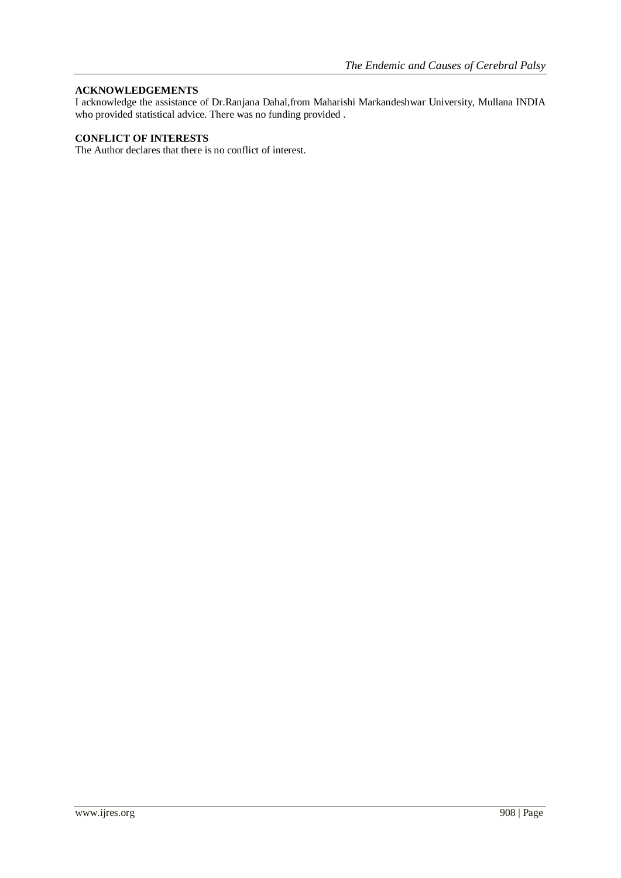## ACKNOWLEDGEMENTS

I acknowledge the assistance of Dr.Ranjana Dahal,from Maharishi Markandeshwar University, Mullana INDIA who provided statistical advice. There was no funding provided .

## CONFLICT OF INTERESTS

The Author declares that there is no conflict of interest.